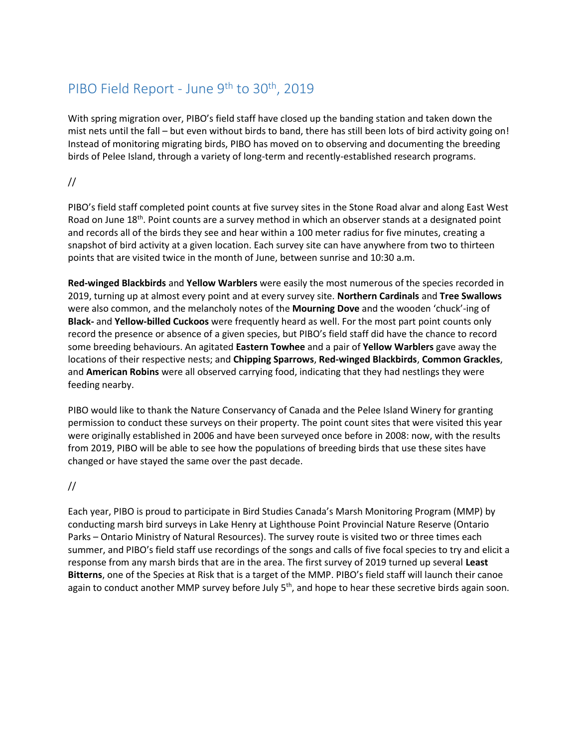# PIBO Field Report - June 9th to 30th, 2019

With spring migration over, PIBO's field staff have closed up the banding station and taken down the mist nets until the fall – but even without birds to band, there has still been lots of bird activity going on! Instead of monitoring migrating birds, PIBO has moved on to observing and documenting the breeding birds of Pelee Island, through a variety of long-term and recently-established research programs.

//

PIBO's field staff completed point counts at five survey sites in the Stone Road alvar and along East West Road on June 18th. Point counts are a survey method in which an observer stands at a designated point and records all of the birds they see and hear within a 100 meter radius for five minutes, creating a snapshot of bird activity at a given location. Each survey site can have anywhere from two to thirteen points that are visited twice in the month of June, between sunrise and 10:30 a.m.

**Red-winged Blackbirds** and **Yellow Warblers** were easily the most numerous of the species recorded in 2019, turning up at almost every point and at every survey site. **Northern Cardinals** and **Tree Swallows** were also common, and the melancholy notes of the **Mourning Dove** and the wooden 'chuck'-ing of **Black-** and **Yellow-billed Cuckoos** were frequently heard as well. For the most part point counts only record the presence or absence of a given species, but PIBO's field staff did have the chance to record some breeding behaviours. An agitated **Eastern Towhee** and a pair of **Yellow Warblers** gave away the locations of their respective nests; and **Chipping Sparrows**, **Red-winged Blackbirds**, **Common Grackles**, and **American Robins** were all observed carrying food, indicating that they had nestlings they were feeding nearby.

PIBO would like to thank the Nature Conservancy of Canada and the Pelee Island Winery for granting permission to conduct these surveys on their property. The point count sites that were visited this year were originally established in 2006 and have been surveyed once before in 2008: now, with the results from 2019, PIBO will be able to see how the populations of breeding birds that use these sites have changed or have stayed the same over the past decade.

//

Each year, PIBO is proud to participate in Bird Studies Canada's Marsh Monitoring Program (MMP) by conducting marsh bird surveys in Lake Henry at Lighthouse Point Provincial Nature Reserve (Ontario Parks – Ontario Ministry of Natural Resources). The survey route is visited two or three times each summer, and PIBO's field staff use recordings of the songs and calls of five focal species to try and elicit a response from any marsh birds that are in the area. The first survey of 2019 turned up several **Least Bitterns**, one of the Species at Risk that is a target of the MMP. PIBO's field staff will launch their canoe again to conduct another MMP survey before July 5th, and hope to hear these secretive birds again soon.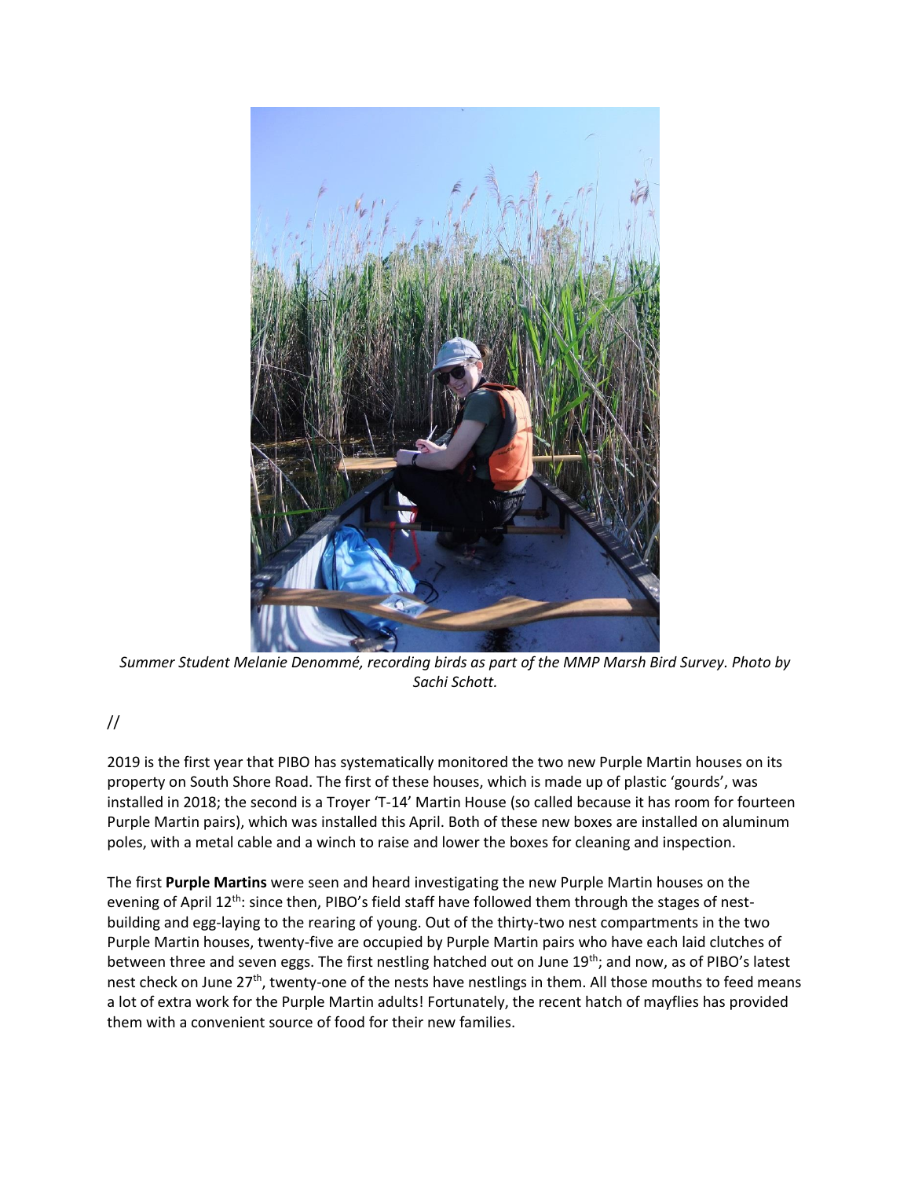*Summer Student Melanie Denommé, recording birds as part of the MMP Marsh Bird Survey. Photo by Sachi Schott.*

//

2019 is the first year that PIBO has systematically monitored the two new Purple Martin houses on its property on South Shore Road. The first of these houses, which is made up of plastic 'gourds', was installed in 2018; the second is a Troyer 'T-14' Martin House (so called because it has room for fourteen Purple Martin pairs), which was installed this April. Both of these new boxes are installed on aluminum poles, with a metal cable and a winch to raise and lower the boxes for cleaning and inspection.

The first **Purple Martins** were seen and heard investigating the new Purple Martin houses on the evening of April 12th: since then, PIBO's field staff have followed them through the stages of nest-building and egg-laying to the rearing of young. Out of the thirty-two nest compartments in the two Purple Martin houses, twenty-five are occupied by Purple Martin pairs who have each laid clutches of between three and seven eggs. The first nestling hatched out on June 19th; and now, as of PIBO's latest nest check on June 27th, twenty-one of the nests have nestlings in them. All those mouths to feed means a lot of extra work for the Purple Martin adults! Fortunately, the recent hatch of mayflies has provided them with a convenient source of food for their new families.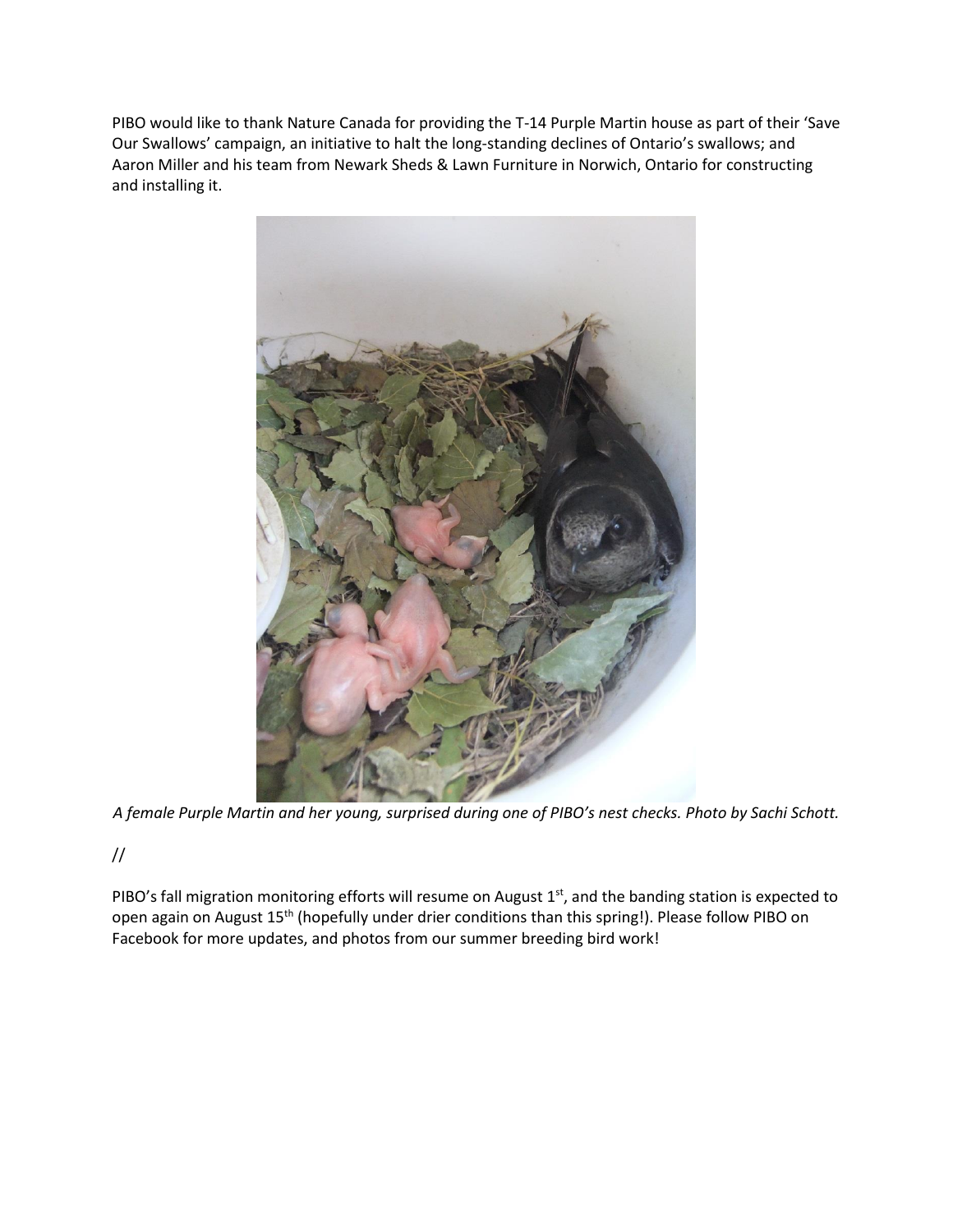PIBO would like to thank Nature Canada for providing the T-14 Purple Martin house as part of their 'Save Our Swallows' campaign, an initiative to halt the long-standing declines of Ontario's swallows; and Aaron Miller and his team from Newark Sheds & Lawn Furniture in Norwich, Ontario for constructing and installing it.

*A female Purple Martin and her young, surprised during one of PIBO's nest checks. Photo by Sachi Schott.*

//

PIBO's fall migration monitoring efforts will resume on August 1st, and the banding station is expected to open again on August 15th (hopefully under drier conditions than this spring!). Please follow PIBO on Facebook for more updates, and photos from our summer breeding bird work!